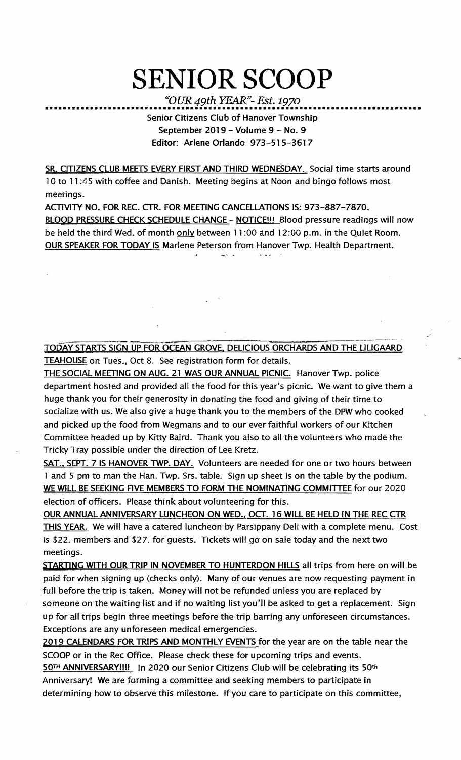# SENIOR SCOOP

*"OUR 49th YEAR"- Est. 1970*

Senior Citizens Club of Hanover Township
September 2019 – Volume 9 – No. 9
Editor: Arlene Orlando 973-515-3617

SR. CITIZENS CLUB MEETS EVERY FIRST AND THIRD WEDNESDAY. Social time starts around 10 to 11:45 with coffee and Danish. Meeting begins at Noon and bingo follows most meetings.

ACTIVITY NO. FOR REC. CTR. FOR MEETING CANCELLATIONS IS: 973-887-7870.

BLOOD PRESSURE CHECK SCHEDULE CHANGE – NOTICE!!! Blood pressure readings will now be held the third Wed. of month only between 11:00 and 12:00 p.m. in the Quiet Room.

OUR SPEAKER FOR TODAY IS Marlene Peterson from Hanover Twp. Health Department.

TODAY STARTS SIGN UP FOR OCEAN GROVE, DELICIOUS ORCHARDS AND THE LILIGAARD TEAHOUSE on Tues., Oct 8. See registration form for details.

THE SOCIAL MEETING ON AUG. 21 WAS OUR ANNUAL PICNIC. Hanover Twp. police department hosted and provided all the food for this year's picnic. We want to give them a huge thank you for their generosity in donating the food and giving of their time to socialize with us. We also give a huge thank you to the members of the DPW who cooked and picked up the food from Wegmans and to our ever faithful workers of our Kitchen Committee headed up by Kitty Baird. Thank you also to all the volunteers who made the Tricky Tray possible under the direction of Lee Kretz.

SAT., SEPT. 7 IS HANOVER TWP. DAY. Volunteers are needed for one or two hours between 1 and 5 pm to man the Han. Twp. Srs. table. Sign up sheet is on the table by the podium.

WE WILL BE SEEKING FIVE MEMBERS TO FORM THE NOMINATING COMMITTEE for our 2020 election of officers. Please think about volunteering for this.

OUR ANNUAL ANNIVERSARY LUNCHEON ON WED., OCT. 16 WILL BE HELD IN THE REC CTR THIS YEAR. We will have a catered luncheon by Parsippany Deli with a complete menu. Cost is $22. members and $27. for guests. Tickets will go on sale today and the next two meetings.

STARTING WITH OUR TRIP IN NOVEMBER TO HUNTERDON HILLS all trips from here on will be paid for when signing up (checks only). Many of our venues are now requesting payment in full before the trip is taken. Money will not be refunded unless you are replaced by someone on the waiting list and if no waiting list you'll be asked to get a replacement. Sign up for all trips begin three meetings before the trip barring any unforeseen circumstances. Exceptions are any unforeseen medical emergencies.

2019 CALENDARS FOR TRIPS AND MONTHLY EVENTS for the year are on the table near the SCOOP or in the Rec Office. Please check these for upcoming trips and events.

50TH ANNIVERSARY!!!! In 2020 our Senior Citizens Club will be celebrating its 50th Anniversary! We are forming a committee and seeking members to participate in determining how to observe this milestone. If you care to participate on this committee,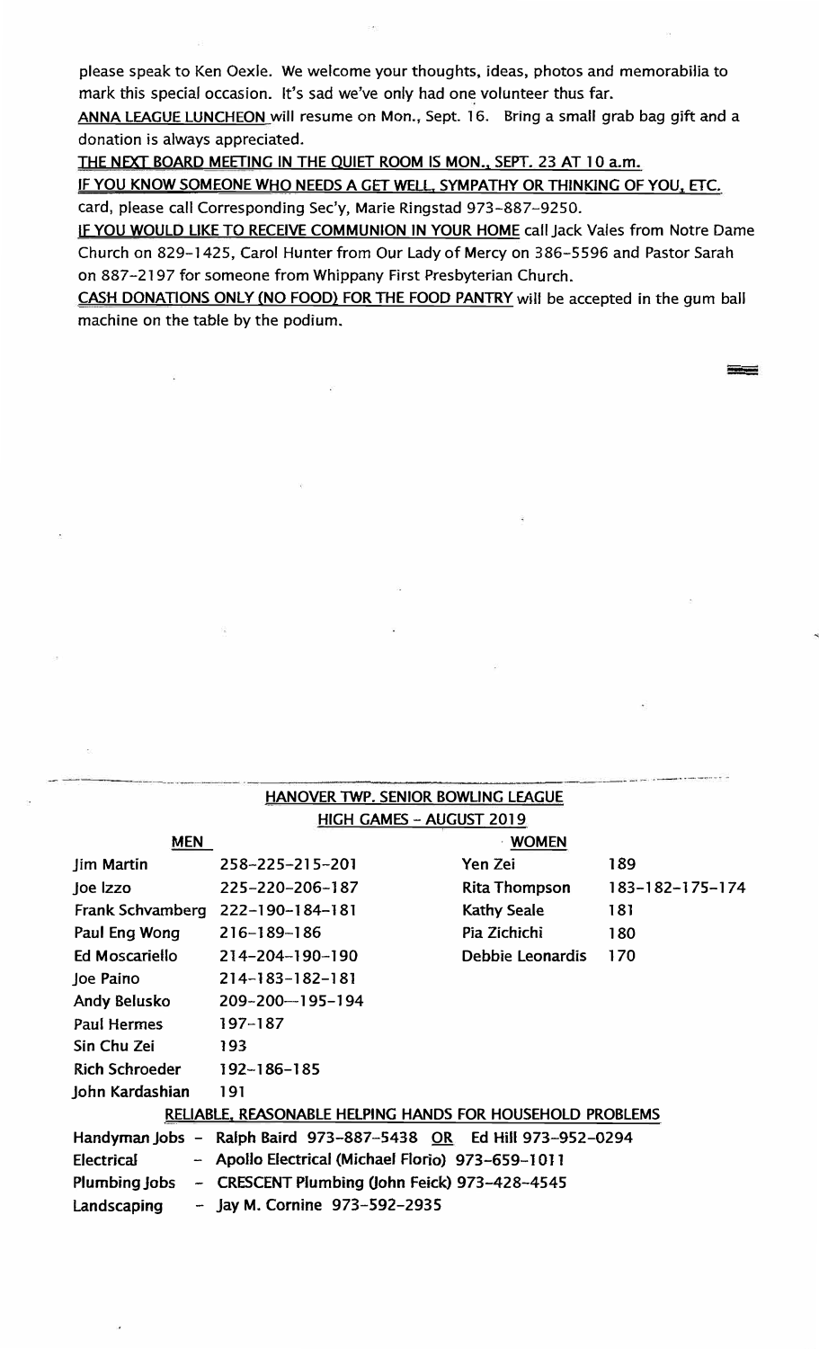please speak to Ken Oexle. We welcome your thoughts, ideas, photos and memorabilia to mark this special occasion. It's sad we've only had one volunteer thus far.

ANNA LEAGUE LUNCHEON will resume on Mon., Sept. 16. Bring a small grab bag gift and a donation is always appreciated.

THE NEXT BOARD MEETING IN THE QUIET ROOM IS MON., SEPT. 23 AT 10 a.m.

IF YOU KNOW SOMEONE WHO NEEDS A GET WELL, SYMPATHY OR THINKING OF YOU, ETC. card, please call Corresponding Sec'y, Marie Ringstad 973-887-9250.

IF YOU WOULD LIKE TO RECEIVE COMMUNION IN YOUR HOME call Jack Vales from Notre Dame Church on 829-1425, Carol Hunter from Our Lady of Mercy on 386-5596 and Pastor Sarah on 887-2197 for someone from Whippany First Presbyterian Church.

CASH DONATIONS ONLY (NO FOOD) FOR THE FOOD PANTRY will be accepted in the gum ball machine on the table by the podium.

## HANOVER TWP. SENIOR BOWLING LEAGUE

### HIGH GAMES – AUGUST 2019

| MEN | | WOMEN | |
|---|---|---|---|
| Jim Martin | 258-225-215-201 | Yen Zei | 189 |
| Joe Izzo | 225-220-206-187 | Rita Thompson | 183-182-175-174 |
| Frank Schvamberg | 222-190-184-181 | Kathy Seale | 181 |
| Paul Eng Wong | 216-189-186 | Pia Zichichi | 180 |
| Ed Moscariello | 214-204-190-190 | Debbie Leonardis | 170 |
| Joe Paino | 214-183-182-181 | | |
| Andy Belusko | 209-200—195-194 | | |
| Paul Hermes | 197-187 | | |
| Sin Chu Zei | 193 | | |
| Rich Schroeder | 192-186-185 | | |
| John Kardashian | 191 | | |

### RELIABLE, REASONABLE HELPING HANDS FOR HOUSEHOLD PROBLEMS

Handyman Jobs – Ralph Baird 973-887-5438 OR Ed Hill 973-952-0294

Electrical – Apollo Electrical (Michael Florio) 973-659-1011

Plumbing Jobs – CRESCENT Plumbing (John Feick) 973-428-4545

Landscaping – Jay M. Cornine 973-592-2935